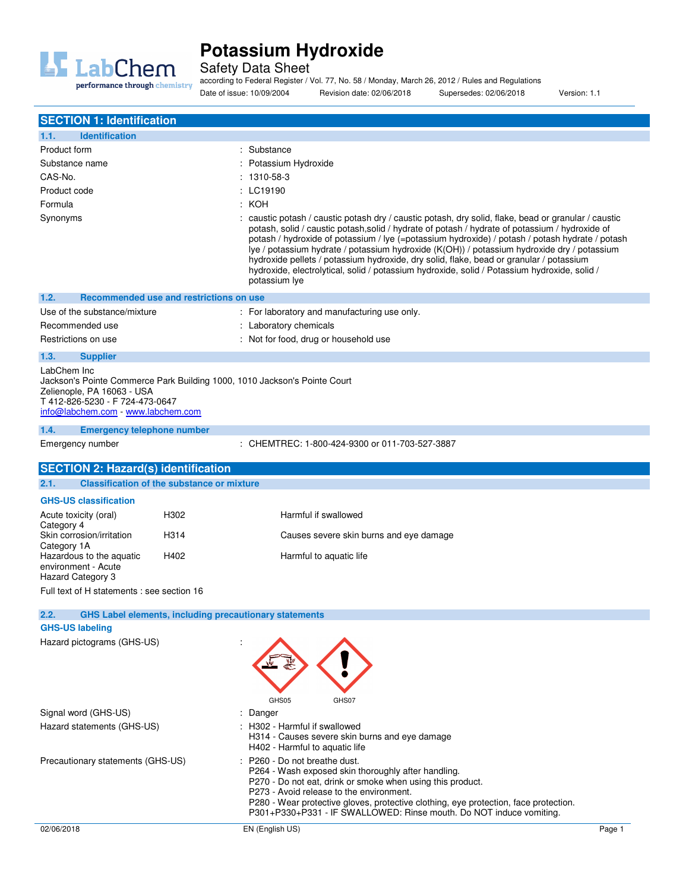# Potassium Hydroxide

Safety Data Sheet

according to Federal Register / Vol. 77, No. 58 / Monday, March 26, 2012 / Rules and Regulations

Date of issue: 10/09/2004 Revision date: 02/06/2018 Supersedes: 02/06/2018 Version: 1.1

## SECTION 1: Identification

### 1.1. Identification

| | |
|---|---|
| Product form | : Substance |
| Substance name | : Potassium Hydroxide |
| CAS-No. | : 1310-58-3 |
| Product code | : LC19190 |
| Formula | : KOH |
| Synonyms | : caustic potash / caustic potash dry / caustic potash, dry solid, flake, bead or granular / caustic potash, solid / caustic potash,solid / hydrate of potash / hydrate of potassium / hydroxide of potash / hydroxide of potassium / lye (=potassium hydroxide) / potash / potash hydrate / potash lye / potassium hydrate / potassium hydroxide (K(OH)) / potassium hydroxide dry / potassium hydroxide pellets / potassium hydroxide, dry solid, flake, bead or granular / potassium hydroxide, electrolytical, solid / potassium hydroxide, solid / Potassium hydroxide, solid / potassium lye |

### 1.2. Recommended use and restrictions on use

| | |
|---|---|
| Use of the substance/mixture | : For laboratory and manufacturing use only. |
| Recommended use | : Laboratory chemicals |
| Restrictions on use | : Not for food, drug or household use |

### 1.3. Supplier

LabChem Inc
Jackson's Pointe Commerce Park Building 1000, 1010 Jackson's Pointe Court
Zelienople, PA 16063 - USA
T 412-826-5230 - F 724-473-0647
info@labchem.com - www.labchem.com

### 1.4. Emergency telephone number

| | |
|---|---|
| Emergency number | : CHEMTREC: 1-800-424-9300 or 011-703-527-3887 |

## SECTION 2: Hazard(s) identification

### 2.1. Classification of the substance or mixture

**GHS-US classification**

| | | |
|---|---|---|
| Acute toxicity (oral) Category 4 | H302 | Harmful if swallowed |
| Skin corrosion/irritation Category 1A | H314 | Causes severe skin burns and eye damage |
| Hazardous to the aquatic environment - Acute Hazard Category 3 | H402 | Harmful to aquatic life |

Full text of H statements : see section 16

### 2.2. GHS Label elements, including precautionary statements

**GHS-US labeling**

Hazard pictograms (GHS-US) : GHS05 GHS07

Signal word (GHS-US) : Danger

Hazard statements (GHS-US) :
H302 - Harmful if swallowed
H314 - Causes severe skin burns and eye damage
H402 - Harmful to aquatic life

Precautionary statements (GHS-US) :
P260 - Do not breathe dust.
P264 - Wash exposed skin thoroughly after handling.
P270 - Do not eat, drink or smoke when using this product.
P273 - Avoid release to the environment.
P280 - Wear protective gloves, protective clothing, eye protection, face protection.
P301+P330+P331 - IF SWALLOWED: Rinse mouth. Do NOT induce vomiting.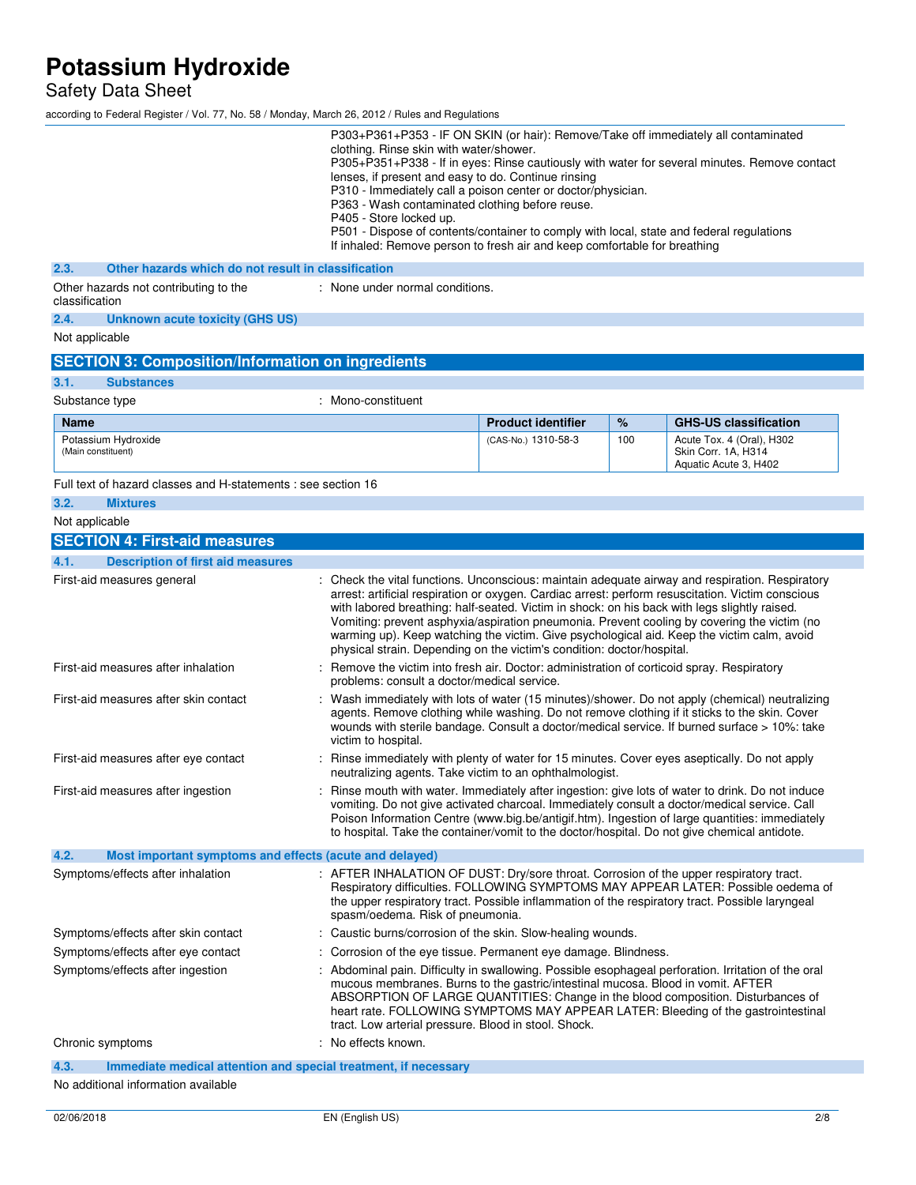P303+P361+P353 - IF ON SKIN (or hair): Remove/Take off immediately all contaminated clothing. Rinse skin with water/shower.
P305+P351+P338 - If in eyes: Rinse cautiously with water for several minutes. Remove contact lenses, if present and easy to do. Continue rinsing
P310 - Immediately call a poison center or doctor/physician.
P363 - Wash contaminated clothing before reuse.
P405 - Store locked up.
P501 - Dispose of contents/container to comply with local, state and federal regulations
If inhaled: Remove person to fresh air and keep comfortable for breathing

### 2.3. Other hazards which do not result in classification

Other hazards not contributing to the classification : None under normal conditions.

### 2.4. Unknown acute toxicity (GHS US)

Not applicable

## SECTION 3: Composition/Information on ingredients

### 3.1. Substances

Substance type : Mono-constituent

| Name | Product identifier | % | GHS-US classification |
|---|---|---|---|
| Potassium Hydroxide (Main constituent) | (CAS-No.) 1310-58-3 | 100 | Acute Tox. 4 (Oral), H302<br>Skin Corr. 1A, H314<br>Aquatic Acute 3, H402 |

Full text of hazard classes and H-statements : see section 16

### 3.2. Mixtures

Not applicable

## SECTION 4: First-aid measures

### 4.1. Description of first aid measures

First-aid measures general : Check the vital functions. Unconscious: maintain adequate airway and respiration. Respiratory arrest: artificial respiration or oxygen. Cardiac arrest: perform resuscitation. Victim conscious with labored breathing: half-seated. Victim in shock: on his back with legs slightly raised. Vomiting: prevent asphyxia/aspiration pneumonia. Prevent cooling by covering the victim (no warming up). Keep watching the victim. Give psychological aid. Keep the victim calm, avoid physical strain. Depending on the victim's condition: doctor/hospital.

First-aid measures after inhalation : Remove the victim into fresh air. Doctor: administration of corticoid spray. Respiratory problems: consult a doctor/medical service.

First-aid measures after skin contact : Wash immediately with lots of water (15 minutes)/shower. Do not apply (chemical) neutralizing agents. Remove clothing while washing. Do not remove clothing if it sticks to the skin. Cover wounds with sterile bandage. Consult a doctor/medical service. If burned surface > 10%: take victim to hospital.

First-aid measures after eye contact : Rinse immediately with plenty of water for 15 minutes. Cover eyes aseptically. Do not apply neutralizing agents. Take victim to an ophthalmologist.

First-aid measures after ingestion : Rinse mouth with water. Immediately after ingestion: give lots of water to drink. Do not induce vomiting. Do not give activated charcoal. Immediately consult a doctor/medical service. Call Poison Information Centre (www.big.be/antigif.htm). Ingestion of large quantities: immediately to hospital. Take the container/vomit to the doctor/hospital. Do not give chemical antidote.

### 4.2. Most important symptoms and effects (acute and delayed)

Symptoms/effects after inhalation : AFTER INHALATION OF DUST: Dry/sore throat. Corrosion of the upper respiratory tract. Respiratory difficulties. FOLLOWING SYMPTOMS MAY APPEAR LATER: Possible oedema of the upper respiratory tract. Possible inflammation of the respiratory tract. Possible laryngeal spasm/oedema. Risk of pneumonia.

Symptoms/effects after skin contact : Caustic burns/corrosion of the skin. Slow-healing wounds.

Symptoms/effects after eye contact : Corrosion of the eye tissue. Permanent eye damage. Blindness.

Symptoms/effects after ingestion : Abdominal pain. Difficulty in swallowing. Possible esophageal perforation. Irritation of the oral mucous membranes. Burns to the gastric/intestinal mucosa. Blood in vomit. AFTER ABSORPTION OF LARGE QUANTITIES: Change in the blood composition. Disturbances of heart rate. FOLLOWING SYMPTOMS MAY APPEAR LATER: Bleeding of the gastrointestinal tract. Low arterial pressure. Blood in stool. Shock.

Chronic symptoms : No effects known.

### 4.3. Immediate medical attention and special treatment, if necessary

No additional information available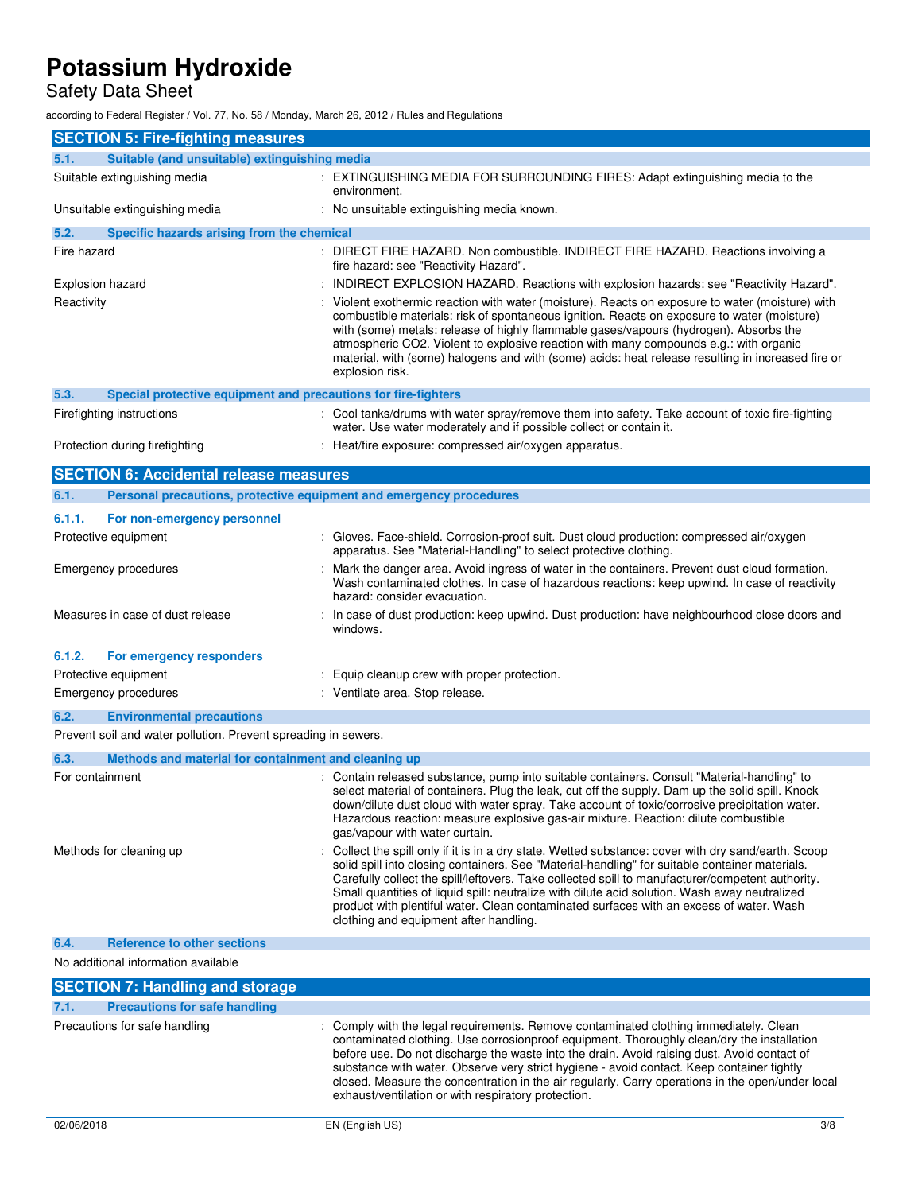## SECTION 5: Fire-fighting measures

### 5.1. Suitable (and unsuitable) extinguishing media

| | |
|---|---|
| Suitable extinguishing media | : EXTINGUISHING MEDIA FOR SURROUNDING FIRES: Adapt extinguishing media to the environment. |
| Unsuitable extinguishing media | : No unsuitable extinguishing media known. |

### 5.2. Specific hazards arising from the chemical

| | |
|---|---|
| Fire hazard | : DIRECT FIRE HAZARD. Non combustible. INDIRECT FIRE HAZARD. Reactions involving a fire hazard: see "Reactivity Hazard". |
| Explosion hazard | : INDIRECT EXPLOSION HAZARD. Reactions with explosion hazards: see "Reactivity Hazard". |
| Reactivity | : Violent exothermic reaction with water (moisture). Reacts on exposure to water (moisture) with combustible materials: risk of spontaneous ignition. Reacts on exposure to water (moisture) with (some) metals: release of highly flammable gases/vapours (hydrogen). Absorbs the atmospheric CO2. Violent to explosive reaction with many compounds e.g.: with organic material, with (some) halogens and with (some) acids: heat release resulting in increased fire or explosion risk. |

### 5.3. Special protective equipment and precautions for fire-fighters

| | |
|---|---|
| Firefighting instructions | : Cool tanks/drums with water spray/remove them into safety. Take account of toxic fire-fighting water. Use water moderately and if possible collect or contain it. |
| Protection during firefighting | : Heat/fire exposure: compressed air/oxygen apparatus. |

## SECTION 6: Accidental release measures

### 6.1. Personal precautions, protective equipment and emergency procedures

#### 6.1.1. For non-emergency personnel

| | |
|---|---|
| Protective equipment | : Gloves. Face-shield. Corrosion-proof suit. Dust cloud production: compressed air/oxygen apparatus. See "Material-Handling" to select protective clothing. |
| Emergency procedures | : Mark the danger area. Avoid ingress of water in the containers. Prevent dust cloud formation. Wash contaminated clothes. In case of hazardous reactions: keep upwind. In case of reactivity hazard: consider evacuation. |
| Measures in case of dust release | : In case of dust production: keep upwind. Dust production: have neighbourhood close doors and windows. |

#### 6.1.2. For emergency responders

| | |
|---|---|
| Protective equipment | : Equip cleanup crew with proper protection. |
| Emergency procedures | : Ventilate area. Stop release. |

### 6.2. Environmental precautions

Prevent soil and water pollution. Prevent spreading in sewers.

### 6.3. Methods and material for containment and cleaning up

| | |
|---|---|
| For containment | : Contain released substance, pump into suitable containers. Consult "Material-handling" to select material of containers. Plug the leak, cut off the supply. Dam up the solid spill. Knock down/dilute dust cloud with water spray. Take account of toxic/corrosive precipitation water. Hazardous reaction: measure explosive gas-air mixture. Reaction: dilute combustible gas/vapour with water curtain. |
| Methods for cleaning up | : Collect the spill only if it is in a dry state. Wetted substance: cover with dry sand/earth. Scoop solid spill into closing containers. See "Material-handling" for suitable container materials. Carefully collect the spill/leftovers. Take collected spill to manufacturer/competent authority. Small quantities of liquid spill: neutralize with dilute acid solution. Wash away neutralized product with plentiful water. Clean contaminated surfaces with an excess of water. Wash clothing and equipment after handling. |

### 6.4. Reference to other sections

No additional information available

## SECTION 7: Handling and storage

### 7.1. Precautions for safe handling

| | |
|---|---|
| Precautions for safe handling | : Comply with the legal requirements. Remove contaminated clothing immediately. Clean contaminated clothing. Use corrosionproof equipment. Thoroughly clean/dry the installation before use. Do not discharge the waste into the drain. Avoid raising dust. Avoid contact of substance with water. Observe very strict hygiene - avoid contact. Keep container tightly closed. Measure the concentration in the air regularly. Carry operations in the open/under local exhaust/ventilation or with respiratory protection. |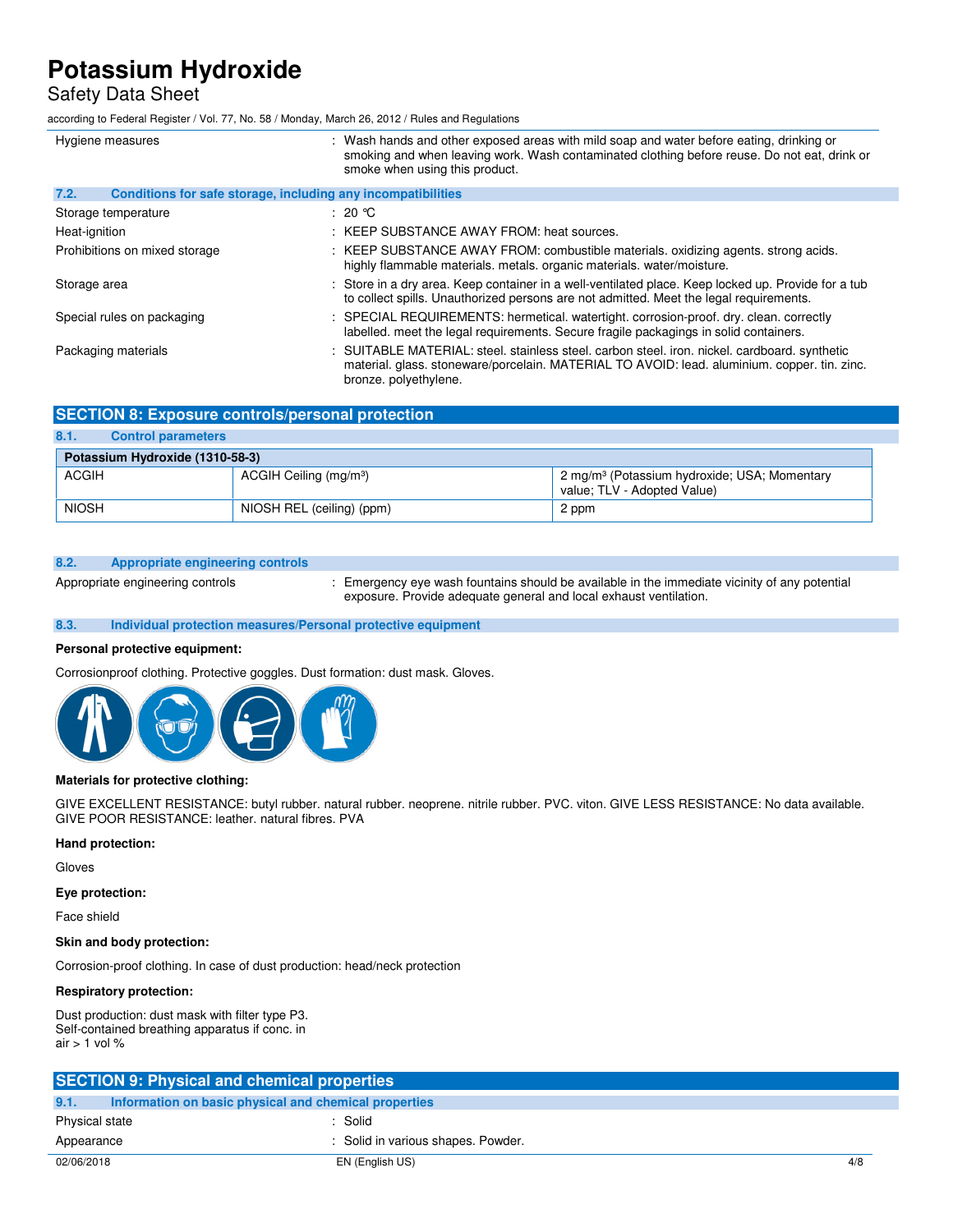| | |
|---|---|
| Hygiene measures | : Wash hands and other exposed areas with mild soap and water before eating, drinking or smoking and when leaving work. Wash contaminated clothing before reuse. Do not eat, drink or smoke when using this product. |

### 7.2. Conditions for safe storage, including any incompatibilities

| | |
|---|---|
| Storage temperature | : 20 °C |
| Heat-ignition | : KEEP SUBSTANCE AWAY FROM: heat sources. |
| Prohibitions on mixed storage | : KEEP SUBSTANCE AWAY FROM: combustible materials. oxidizing agents. strong acids. highly flammable materials. metals. organic materials. water/moisture. |
| Storage area | : Store in a dry area. Keep container in a well-ventilated place. Keep locked up. Provide for a tub to collect spills. Unauthorized persons are not admitted. Meet the legal requirements. |
| Special rules on packaging | : SPECIAL REQUIREMENTS: hermetical. watertight. corrosion-proof. dry. clean. correctly labelled. meet the legal requirements. Secure fragile packagings in solid containers. |
| Packaging materials | : SUITABLE MATERIAL: steel. stainless steel. carbon steel. iron. nickel. cardboard. synthetic material. glass. stoneware/porcelain. MATERIAL TO AVOID: lead. aluminium. copper. tin. zinc. bronze. polyethylene. |

## SECTION 8: Exposure controls/personal protection

### 8.1. Control parameters

| Potassium Hydroxide (1310-58-3) | | |
|---|---|---|
| ACGIH | ACGIH Ceiling (mg/m³) | 2 mg/m³ (Potassium hydroxide; USA; Momentary value; TLV - Adopted Value) |
| NIOSH | NIOSH REL (ceiling) (ppm) | 2 ppm |

### 8.2. Appropriate engineering controls

| | |
|---|---|
| Appropriate engineering controls | : Emergency eye wash fountains should be available in the immediate vicinity of any potential exposure. Provide adequate general and local exhaust ventilation. |

### 8.3. Individual protection measures/Personal protective equipment

**Personal protective equipment:**

Corrosionproof clothing. Protective goggles. Dust formation: dust mask. Gloves.

**Materials for protective clothing:**

GIVE EXCELLENT RESISTANCE: butyl rubber. natural rubber. neoprene. nitrile rubber. PVC. viton. GIVE LESS RESISTANCE: No data available. GIVE POOR RESISTANCE: leather. natural fibres. PVA

**Hand protection:**

Gloves

**Eye protection:**

Face shield

**Skin and body protection:**

Corrosion-proof clothing. In case of dust production: head/neck protection

**Respiratory protection:**

Dust production: dust mask with filter type P3.
Self-contained breathing apparatus if conc. in air > 1 vol %

## SECTION 9: Physical and chemical properties

### 9.1. Information on basic physical and chemical properties

| | |
|---|---|
| Physical state | : Solid |
| Appearance | : Solid in various shapes. Powder. |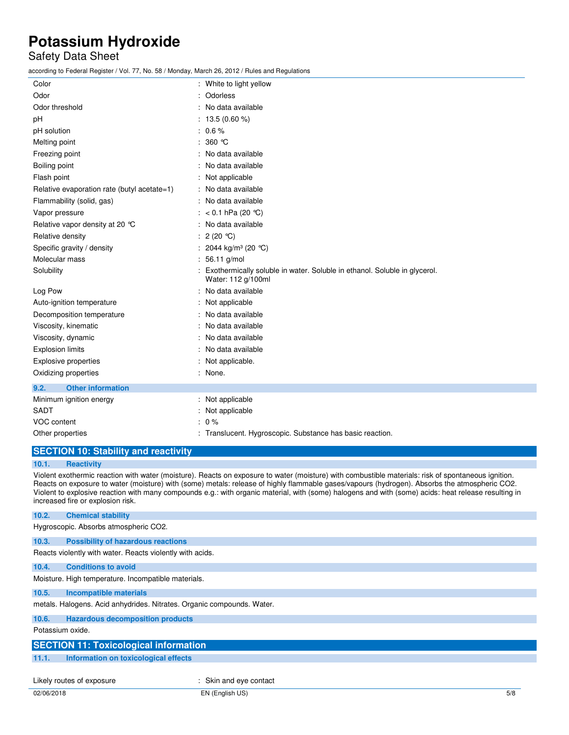| | |
|---|---|
| Color | : White to light yellow |
| Odor | : Odorless |
| Odor threshold | : No data available |
| pH | : 13.5 (0.60 %) |
| pH solution | : 0.6 % |
| Melting point | : 360 °C |
| Freezing point | : No data available |
| Boiling point | : No data available |
| Flash point | : Not applicable |
| Relative evaporation rate (butyl acetate=1) | : No data available |
| Flammability (solid, gas) | : No data available |
| Vapor pressure | : < 0.1 hPa (20 °C) |
| Relative vapor density at 20 °C | : No data available |
| Relative density | : 2 (20 °C) |
| Specific gravity / density | : 2044 kg/m³ (20 °C) |
| Molecular mass | : 56.11 g/mol |
| Solubility | : Exothermically soluble in water. Soluble in ethanol. Soluble in glycerol. Water: 112 g/100ml |
| Log Pow | : No data available |
| Auto-ignition temperature | : Not applicable |
| Decomposition temperature | : No data available |
| Viscosity, kinematic | : No data available |
| Viscosity, dynamic | : No data available |
| Explosion limits | : No data available |
| Explosive properties | : Not applicable. |
| Oxidizing properties | : None. |

### 9.2. Other information

| | |
|---|---|
| Minimum ignition energy | : Not applicable |
| SADT | : Not applicable |
| VOC content | : 0 % |
| Other properties | : Translucent. Hygroscopic. Substance has basic reaction. |

## SECTION 10: Stability and reactivity

### 10.1. Reactivity

Violent exothermic reaction with water (moisture). Reacts on exposure to water (moisture) with combustible materials: risk of spontaneous ignition. Reacts on exposure to water (moisture) with (some) metals: release of highly flammable gases/vapours (hydrogen). Absorbs the atmospheric CO2. Violent to explosive reaction with many compounds e.g.: with organic material, with (some) halogens and with (some) acids: heat release resulting in increased fire or explosion risk.

### 10.2. Chemical stability

Hygroscopic. Absorbs atmospheric CO2.

### 10.3. Possibility of hazardous reactions

Reacts violently with water. Reacts violently with acids.

### 10.4. Conditions to avoid

Moisture. High temperature. Incompatible materials.

### 10.5. Incompatible materials

metals. Halogens. Acid anhydrides. Nitrates. Organic compounds. Water.

### 10.6. Hazardous decomposition products

Potassium oxide.

## SECTION 11: Toxicological information

### 11.1. Information on toxicological effects

| | |
|---|---|
| Likely routes of exposure | : Skin and eye contact |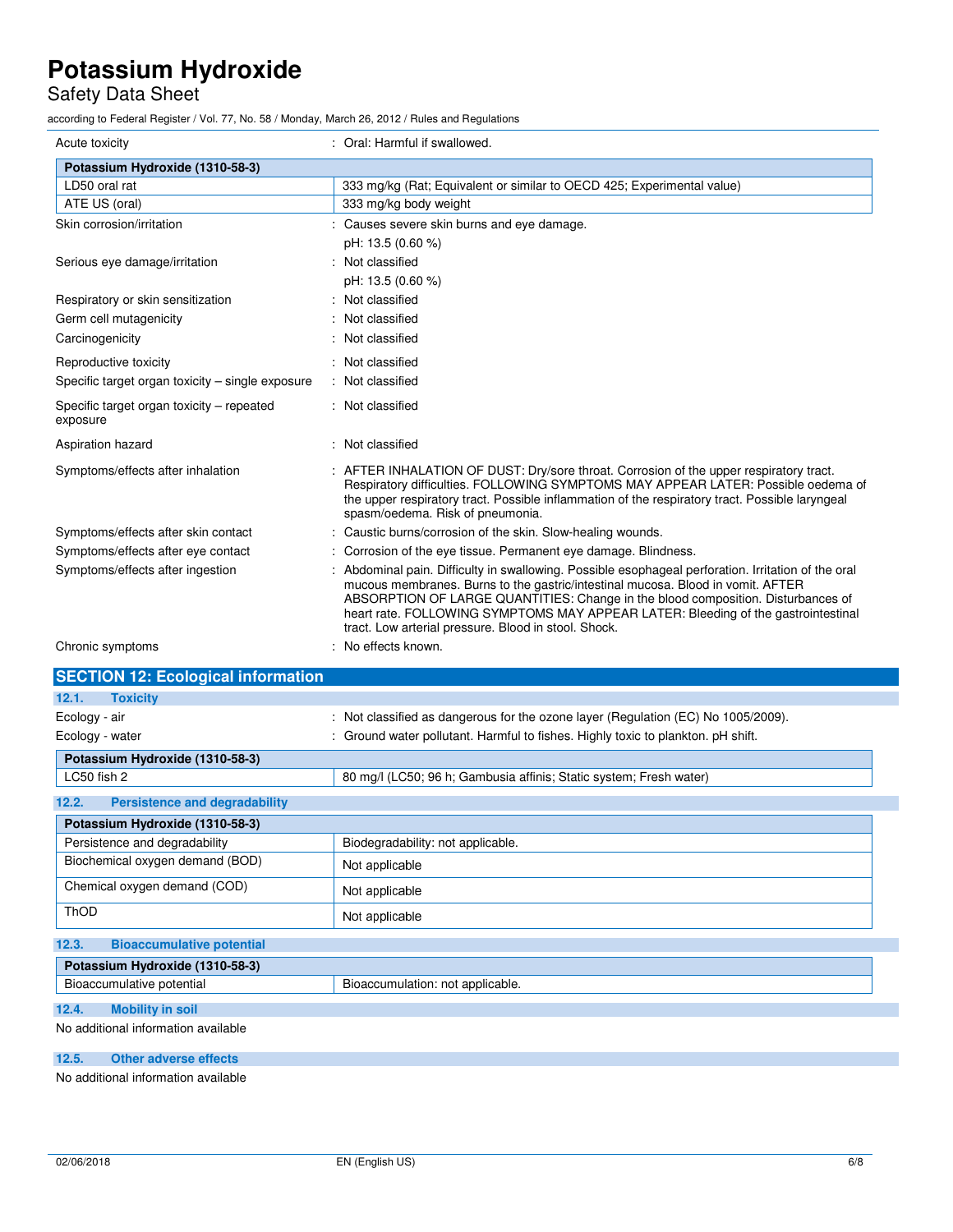| | |
|---|---|
| Acute toxicity | : Oral: Harmful if swallowed. |

| Potassium Hydroxide (1310-58-3) | |
|---|---|
| LD50 oral rat | 333 mg/kg (Rat; Equivalent or similar to OECD 425; Experimental value) |
| ATE US (oral) | 333 mg/kg body weight |

| | |
|---|---|
| Skin corrosion/irritation | : Causes severe skin burns and eye damage.<br>pH: 13.5 (0.60 %) |
| Serious eye damage/irritation | : Not classified<br>pH: 13.5 (0.60 %) |
| Respiratory or skin sensitization | : Not classified |
| Germ cell mutagenicity | : Not classified |
| Carcinogenicity | : Not classified |
| Reproductive toxicity | : Not classified |
| Specific target organ toxicity – single exposure | : Not classified |
| Specific target organ toxicity – repeated exposure | : Not classified |
| Aspiration hazard | : Not classified |
| Symptoms/effects after inhalation | : AFTER INHALATION OF DUST: Dry/sore throat. Corrosion of the upper respiratory tract. Respiratory difficulties. FOLLOWING SYMPTOMS MAY APPEAR LATER: Possible oedema of the upper respiratory tract. Possible inflammation of the respiratory tract. Possible laryngeal spasm/oedema. Risk of pneumonia. |
| Symptoms/effects after skin contact | : Caustic burns/corrosion of the skin. Slow-healing wounds. |
| Symptoms/effects after eye contact | : Corrosion of the eye tissue. Permanent eye damage. Blindness. |
| Symptoms/effects after ingestion | : Abdominal pain. Difficulty in swallowing. Possible esophageal perforation. Irritation of the oral mucous membranes. Burns to the gastric/intestinal mucosa. Blood in vomit. AFTER ABSORPTION OF LARGE QUANTITIES: Change in the blood composition. Disturbances of heart rate. FOLLOWING SYMPTOMS MAY APPEAR LATER: Bleeding of the gastrointestinal tract. Low arterial pressure. Blood in stool. Shock. |
| Chronic symptoms | : No effects known. |

## SECTION 12: Ecological information

### 12.1. Toxicity

| | |
|---|---|
| Ecology - air | : Not classified as dangerous for the ozone layer (Regulation (EC) No 1005/2009). |
| Ecology - water | : Ground water pollutant. Harmful to fishes. Highly toxic to plankton. pH shift. |

| Potassium Hydroxide (1310-58-3) | |
|---|---|
| LC50 fish 2 | 80 mg/l (LC50; 96 h; Gambusia affinis; Static system; Fresh water) |

### 12.2. Persistence and degradability

| Potassium Hydroxide (1310-58-3) | |
|---|---|
| Persistence and degradability | Biodegradability: not applicable. |
| Biochemical oxygen demand (BOD) | Not applicable |
| Chemical oxygen demand (COD) | Not applicable |
| ThOD | Not applicable |

### 12.3. Bioaccumulative potential

| Potassium Hydroxide (1310-58-3) | |
|---|---|
| Bioaccumulative potential | Bioaccumulation: not applicable. |

### 12.4. Mobility in soil

No additional information available

### 12.5. Other adverse effects

No additional information available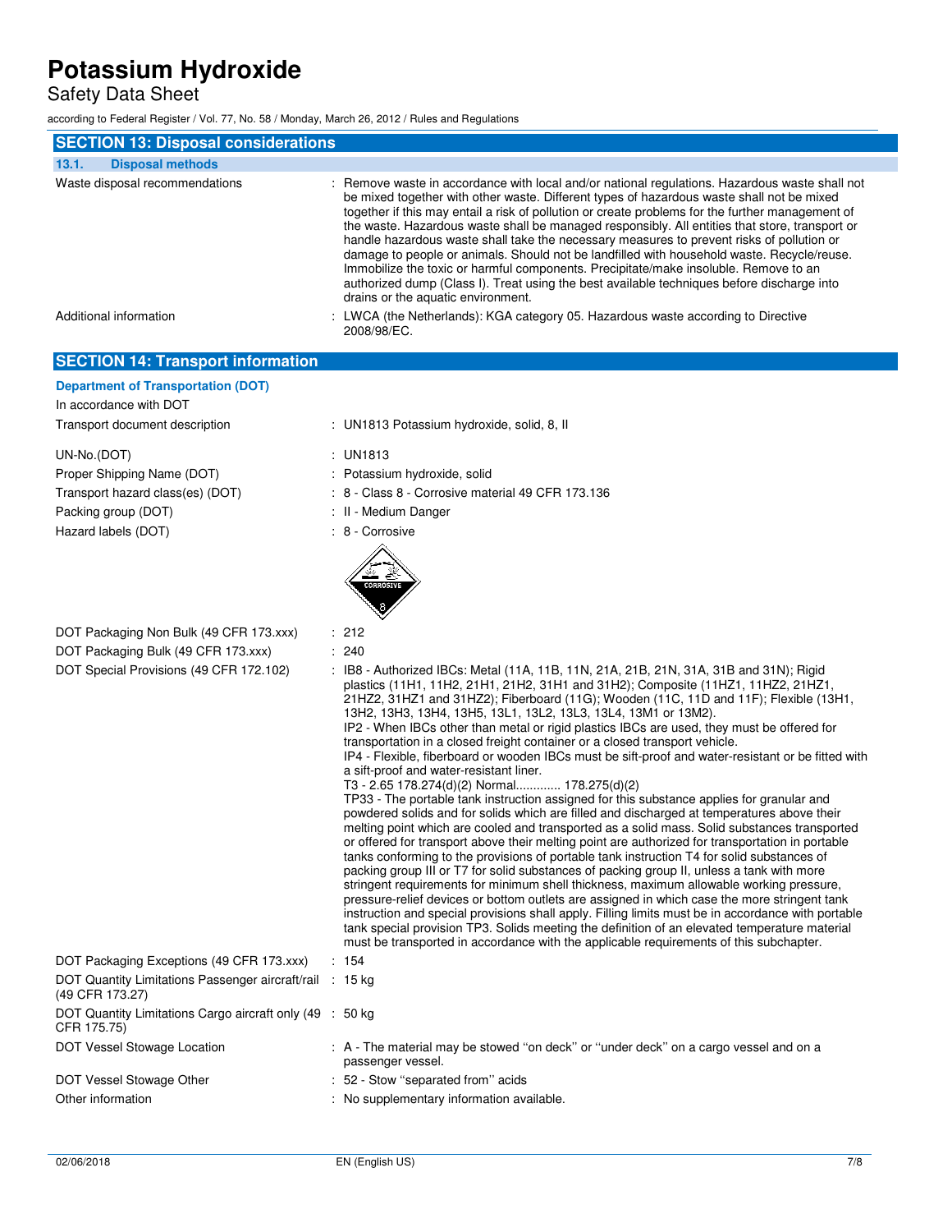## SECTION 13: Disposal considerations

### 13.1. Disposal methods

| | |
|---|---|
| Waste disposal recommendations | : Remove waste in accordance with local and/or national regulations. Hazardous waste shall not be mixed together with other waste. Different types of hazardous waste shall not be mixed together if this may entail a risk of pollution or create problems for the further management of the waste. Hazardous waste shall be managed responsibly. All entities that store, transport or handle hazardous waste shall take the necessary measures to prevent risks of pollution or damage to people or animals. Should not be landfilled with household waste. Recycle/reuse. Immobilize the toxic or harmful components. Precipitate/make insoluble. Remove to an authorized dump (Class I). Treat using the best available techniques before discharge into drains or the aquatic environment. |
| Additional information | : LWCA (the Netherlands): KGA category 05. Hazardous waste according to Directive 2008/98/EC. |

## SECTION 14: Transport information

### Department of Transportation (DOT)

In accordance with DOT

| | |
|---|---|
| Transport document description | : UN1813 Potassium hydroxide, solid, 8, II |
| UN-No.(DOT) | : UN1813 |
| Proper Shipping Name (DOT) | : Potassium hydroxide, solid |
| Transport hazard class(es) (DOT) | : 8 - Class 8 - Corrosive material 49 CFR 173.136 |
| Packing group (DOT) | : II - Medium Danger |
| Hazard labels (DOT) | : 8 - Corrosive |
| DOT Packaging Non Bulk (49 CFR 173.xxx) | : 212 |
| DOT Packaging Bulk (49 CFR 173.xxx) | : 240 |
| DOT Special Provisions (49 CFR 172.102) | : IB8 - Authorized IBCs: Metal (11A, 11B, 11N, 21A, 21B, 21N, 31A, 31B and 31N); Rigid plastics (11H1, 11H2, 21H1, 21H2, 31H1 and 31H2); Composite (11HZ1, 11HZ2, 21HZ1, 21HZ2, 31HZ1 and 31HZ2); Fiberboard (11G); Wooden (11C, 11D and 11F); Flexible (13H1, 13H2, 13H3, 13H4, 13H5, 13L1, 13L2, 13L3, 13L4, 13M1 or 13M2).<br>IP2 - When IBCs other than metal or rigid plastics IBCs are used, they must be offered for transportation in a closed freight container or a closed transport vehicle.<br>IP4 - Flexible, fiberboard or wooden IBCs must be sift-proof and water-resistant or be fitted with a sift-proof and water-resistant liner.<br>T3 - 2.65 178.274(d)(2) Normal............ 178.275(d)(2)<br>TP33 - The portable tank instruction assigned for this substance applies for granular and powdered solids and for solids which are filled and discharged at temperatures above their melting point which are cooled and transported as a solid mass. Solid substances transported or offered for transport above their melting point are authorized for transportation in portable tanks conforming to the provisions of portable tank instruction T4 for solid substances of packing group III or T7 for solid substances of packing group II, unless a tank with more stringent requirements for minimum shell thickness, maximum allowable working pressure, pressure-relief devices or bottom outlets are assigned in which case the more stringent tank instruction and special provisions shall apply. Filling limits must be in accordance with portable tank special provision TP3. Solids meeting the definition of an elevated temperature material must be transported in accordance with the applicable requirements of this subchapter. |
| DOT Packaging Exceptions (49 CFR 173.xxx) | : 154 |
| DOT Quantity Limitations Passenger aircraft/rail (49 CFR 173.27) | : 15 kg |
| DOT Quantity Limitations Cargo aircraft only (49 CFR 175.75) | : 50 kg |
| DOT Vessel Stowage Location | : A - The material may be stowed "on deck" or "under deck" on a cargo vessel and on a passenger vessel. |
| DOT Vessel Stowage Other | : 52 - Stow "separated from" acids |
| Other information | : No supplementary information available. |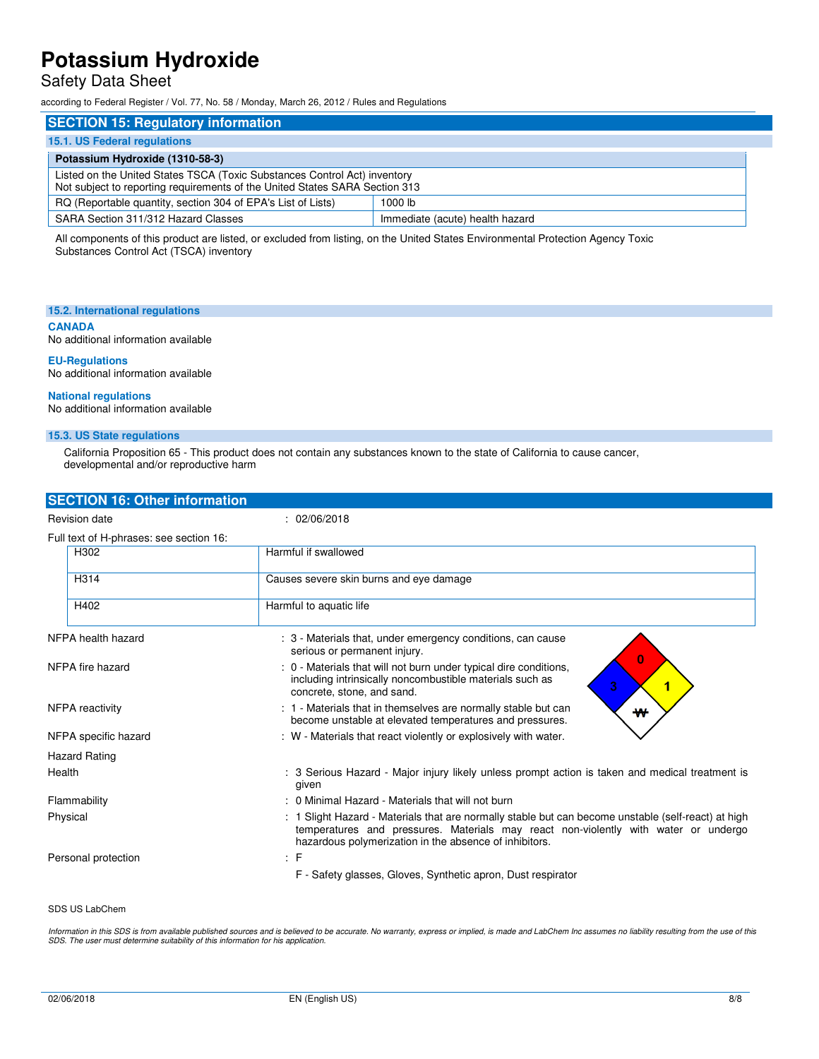## SECTION 15: Regulatory information

### 15.1. US Federal regulations

| Potassium Hydroxide (1310-58-3) | |
|---|---|
| Listed on the United States TSCA (Toxic Substances Control Act) inventory<br>Not subject to reporting requirements of the United States SARA Section 313 | |
| RQ (Reportable quantity, section 304 of EPA's List of Lists) | 1000 lb |
| SARA Section 311/312 Hazard Classes | Immediate (acute) health hazard |

All components of this product are listed, or excluded from listing, on the United States Environmental Protection Agency Toxic Substances Control Act (TSCA) inventory

### 15.2. International regulations

**CANADA**

No additional information available

**EU-Regulations**

No additional information available

**National regulations**

No additional information available

### 15.3. US State regulations

California Proposition 65 - This product does not contain any substances known to the state of California to cause cancer, developmental and/or reproductive harm

## SECTION 16: Other information

Revision date : 02/06/2018

Full text of H-phrases: see section 16:

| | |
|---|---|
| H302 | Harmful if swallowed |
| H314 | Causes severe skin burns and eye damage |
| H402 | Harmful to aquatic life |

NFPA health hazard : 3 - Materials that, under emergency conditions, can cause serious or permanent injury.

NFPA fire hazard : 0 - Materials that will not burn under typical dire conditions, including intrinsically noncombustible materials such as concrete, stone, and sand.

NFPA reactivity : 1 - Materials that in themselves are normally stable but can become unstable at elevated temperatures and pressures.

NFPA specific hazard : W - Materials that react violently or explosively with water.

0
3
1
W

Hazard Rating

Health : 3 Serious Hazard - Major injury likely unless prompt action is taken and medical treatment is given

Flammability : 0 Minimal Hazard - Materials that will not burn

Physical : 1 Slight Hazard - Materials that are normally stable but can become unstable (self-react) at high temperatures and pressures. Materials may react non-violently with water or undergo hazardous polymerization in the absence of inhibitors.

Personal protection : F

F - Safety glasses, Gloves, Synthetic apron, Dust respirator

SDS US LabChem

*Information in this SDS is from available published sources and is believed to be accurate. No warranty, express or implied, is made and LabChem Inc assumes no liability resulting from the use of this SDS. The user must determine suitability of this information for his application.*